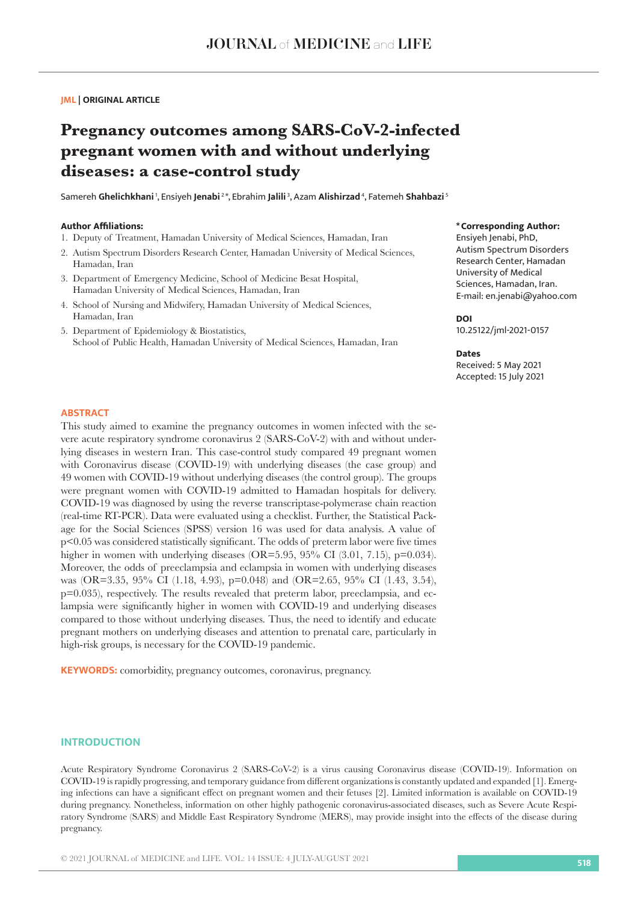JML | ORIGINAL ARTICLE

# Pregnancy outcomes among SARS-CoV-2-infected pregnant women with and without underlying diseases: a case-control study

Samereh **Ghelichkhani** [1], Ensiyeh **Jenabi** [2*], Ebrahim **Jalili** [3], Azam **Alishirzad** [4], Fatemeh **Shahbazi** [5]

**Author Affiliations:**

1. Deputy of Treatment, Hamadan University of Medical Sciences, Hamadan, Iran
2. Autism Spectrum Disorders Research Center, Hamadan University of Medical Sciences, Hamadan, Iran
3. Department of Emergency Medicine, School of Medicine Besat Hospital, Hamadan University of Medical Sciences, Hamadan, Iran
4. School of Nursing and Midwifery, Hamadan University of Medical Sciences, Hamadan, Iran
5. Department of Epidemiology & Biostatistics, School of Public Health, Hamadan University of Medical Sciences, Hamadan, Iran

**\*Corresponding Author:**
Ensiyeh Jenabi, PhD,
Autism Spectrum Disorders Research Center, Hamadan University of Medical Sciences, Hamadan, Iran.
E-mail: en.jenabi@yahoo.com

**DOI**
10.25122/jml-2021-0157

**Dates**
Received: 5 May 2021
Accepted: 15 July 2021

## ABSTRACT

This study aimed to examine the pregnancy outcomes in women infected with the severe acute respiratory syndrome coronavirus 2 (SARS-CoV-2) with and without underlying diseases in western Iran. This case-control study compared 49 pregnant women with Coronavirus disease (COVID-19) with underlying diseases (the case group) and 49 women with COVID-19 without underlying diseases (the control group). The groups were pregnant women with COVID-19 admitted to Hamadan hospitals for delivery. COVID-19 was diagnosed by using the reverse transcriptase-polymerase chain reaction (real-time RT-PCR). Data were evaluated using a checklist. Further, the Statistical Package for the Social Sciences (SPSS) version 16 was used for data analysis. A value of $p<0.05$ was considered statistically significant. The odds of preterm labor were five times higher in women with underlying diseases (OR=5.95, 95% CI (3.01, 7.15), p=0.034). Moreover, the odds of preeclampsia and eclampsia in women with underlying diseases was (OR=3.35, 95% CI (1.18, 4.93), p=0.048) and (OR=2.65, 95% CI (1.43, 3.54), p=0.035), respectively. The results revealed that preterm labor, preeclampsia, and eclampsia were significantly higher in women with COVID-19 and underlying diseases compared to those without underlying diseases. Thus, the need to identify and educate pregnant mothers on underlying diseases and attention to prenatal care, particularly in high-risk groups, is necessary for the COVID-19 pandemic.

**KEYWORDS:** comorbidity, pregnancy outcomes, coronavirus, pregnancy.

## INTRODUCTION

Acute Respiratory Syndrome Coronavirus 2 (SARS-CoV-2) is a virus causing Coronavirus disease (COVID-19). Information on COVID-19 is rapidly progressing, and temporary guidance from different organizations is constantly updated and expanded [1]. Emerging infections can have a significant effect on pregnant women and their fetuses [2]. Limited information is available on COVID-19 during pregnancy. Nonetheless, information on other highly pathogenic coronavirus-associated diseases, such as Severe Acute Respiratory Syndrome (SARS) and Middle East Respiratory Syndrome (MERS), may provide insight into the effects of the disease during pregnancy.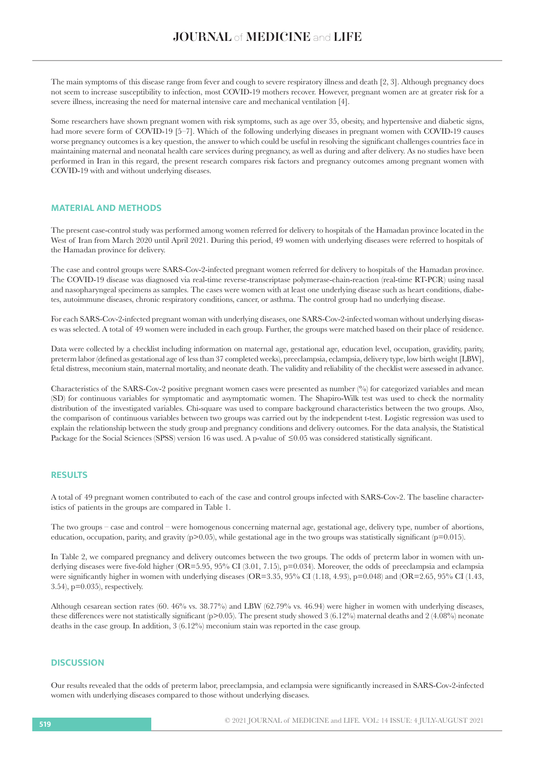The main symptoms of this disease range from fever and cough to severe respiratory illness and death [2, 3]. Although pregnancy does not seem to increase susceptibility to infection, most COVID-19 mothers recover. However, pregnant women are at greater risk for a severe illness, increasing the need for maternal intensive care and mechanical ventilation [4].

Some researchers have shown pregnant women with risk symptoms, such as age over 35, obesity, and hypertensive and diabetic signs, had more severe form of COVID-19 [5–7]. Which of the following underlying diseases in pregnant women with COVID-19 causes worse pregnancy outcomes is a key question, the answer to which could be useful in resolving the significant challenges countries face in maintaining maternal and neonatal health care services during pregnancy, as well as during and after delivery. As no studies have been performed in Iran in this regard, the present research compares risk factors and pregnancy outcomes among pregnant women with COVID-19 with and without underlying diseases.

## MATERIAL AND METHODS

The present case-control study was performed among women referred for delivery to hospitals of the Hamadan province located in the West of Iran from March 2020 until April 2021. During this period, 49 women with underlying diseases were referred to hospitals of the Hamadan province for delivery.

The case and control groups were SARS-Cov-2-infected pregnant women referred for delivery to hospitals of the Hamadan province. The COVID-19 disease was diagnosed via real-time reverse-transcriptase polymerase-chain-reaction (real-time RT-PCR) using nasal and nasopharyngeal specimens as samples. The cases were women with at least one underlying disease such as heart conditions, diabetes, autoimmune diseases, chronic respiratory conditions, cancer, or asthma. The control group had no underlying disease.

For each SARS-Cov-2-infected pregnant woman with underlying diseases, one SARS-Cov-2-infected woman without underlying diseases was selected. A total of 49 women were included in each group. Further, the groups were matched based on their place of residence.

Data were collected by a checklist including information on maternal age, gestational age, education level, occupation, gravidity, parity, preterm labor (defined as gestational age of less than 37 completed weeks), preeclampsia, eclampsia, delivery type, low birth weight [LBW], fetal distress, meconium stain, maternal mortality, and neonate death. The validity and reliability of the checklist were assessed in advance.

Characteristics of the SARS-Cov-2 positive pregnant women cases were presented as number (%) for categorized variables and mean (SD) for continuous variables for symptomatic and asymptomatic women. The Shapiro-Wilk test was used to check the normality distribution of the investigated variables. Chi-square was used to compare background characteristics between the two groups. Also, the comparison of continuous variables between two groups was carried out by the independent t-test. Logistic regression was used to explain the relationship between the study group and pregnancy conditions and delivery outcomes. For the data analysis, the Statistical Package for the Social Sciences (SPSS) version 16 was used. A p-value of $\leq$0.05 was considered statistically significant.

## RESULTS

A total of 49 pregnant women contributed to each of the case and control groups infected with SARS-Cov-2. The baseline characteristics of patients in the groups are compared in Table 1.

The two groups – case and control – were homogenous concerning maternal age, gestational age, delivery type, number of abortions, education, occupation, parity, and gravity (p>0.05), while gestational age in the two groups was statistically significant (p=0.015).

In Table 2, we compared pregnancy and delivery outcomes between the two groups. The odds of preterm labor in women with underlying diseases were five-fold higher (OR=5.95, 95% CI (3.01, 7.15), p=0.034). Moreover, the odds of preeclampsia and eclampsia were significantly higher in women with underlying diseases (OR=3.35, 95% CI (1.18, 4.93), p=0.048) and (OR=2.65, 95% CI (1.43, 3.54), p=0.035), respectively.

Although cesarean section rates (60. 46% vs. 38.77%) and LBW (62.79% vs. 46.94) were higher in women with underlying diseases, these differences were not statistically significant (p>0.05). The present study showed 3 (6.12%) maternal deaths and 2 (4.08%) neonate deaths in the case group. In addition, 3 (6.12%) meconium stain was reported in the case group.

## DISCUSSION

Our results revealed that the odds of preterm labor, preeclampsia, and eclampsia were significantly increased in SARS-Cov-2-infected women with underlying diseases compared to those without underlying diseases.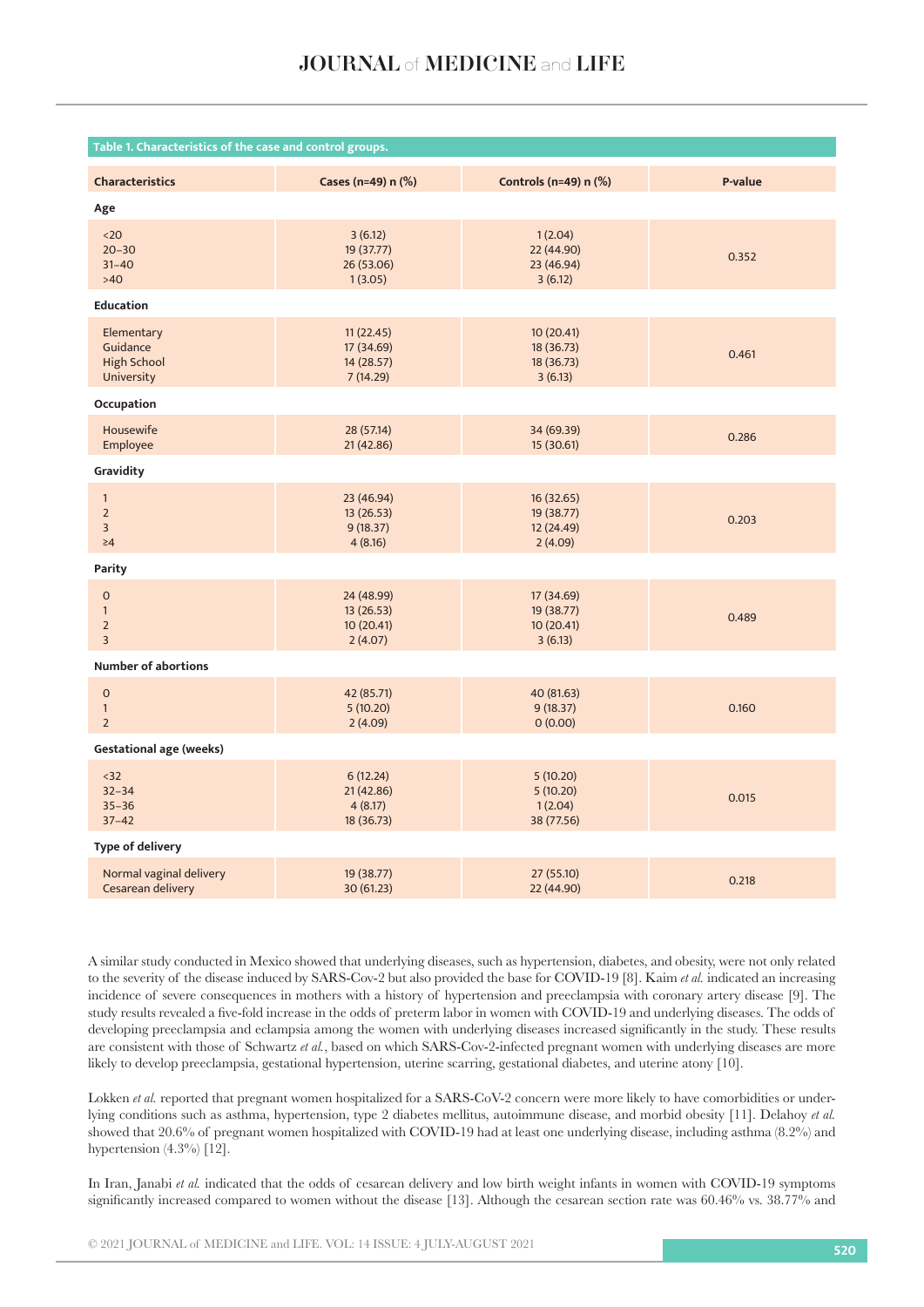**Table 1. Characteristics of the case and control groups.**

| Characteristics | Cases (n=49) n (%) | Controls (n=49) n (%) | P-value |
|---|---|---|---|
| **Age** | | | |
| <20 | 3 (6.12) | 1 (2.04) | 0.352 |
| 20–30 | 19 (37.77) | 22 (44.90) | |
| 31–40 | 26 (53.06) | 23 (46.94) | |
| >40 | 1 (3.05) | 3 (6.12) | |
| **Education** | | | |
| Elementary | 11 (22.45) | 10 (20.41) | 0.461 |
| Guidance | 17 (34.69) | 18 (36.73) | |
| High School | 14 (28.57) | 18 (36.73) | |
| University | 7 (14.29) | 3 (6.13) | |
| **Occupation** | | | |
| Housewife | 28 (57.14) | 34 (69.39) | 0.286 |
| Employee | 21 (42.86) | 15 (30.61) | |
| **Gravidity** | | | |
| 1 | 23 (46.94) | 16 (32.65) | 0.203 |
| 2 | 13 (26.53) | 19 (38.77) | |
| 3 | 9 (18.37) | 12 (24.49) | |
| ≥4 | 4 (8.16) | 2 (4.09) | |
| **Parity** | | | |
| 0 | 24 (48.99) | 17 (34.69) | 0.489 |
| 1 | 13 (26.53) | 19 (38.77) | |
| 2 | 10 (20.41) | 10 (20.41) | |
| 3 | 2 (4.07) | 3 (6.13) | |
| **Number of abortions** | | | |
| 0 | 42 (85.71) | 40 (81.63) | 0.160 |
| 1 | 5 (10.20) | 9 (18.37) | |
| 2 | 2 (4.09) | 0 (0.00) | |
| **Gestational age (weeks)** | | | |
| <32 | 6 (12.24) | 5 (10.20) | 0.015 |
| 32–34 | 21 (42.86) | 5 (10.20) | |
| 35–36 | 4 (8.17) | 1 (2.04) | |
| 37–42 | 18 (36.73) | 38 (77.56) | |
| **Type of delivery** | | | |
| Normal vaginal delivery | 19 (38.77) | 27 (55.10) | 0.218 |
| Cesarean delivery | 30 (61.23) | 22 (44.90) | |

A similar study conducted in Mexico showed that underlying diseases, such as hypertension, diabetes, and obesity, were not only related to the severity of the disease induced by SARS-Cov-2 but also provided the base for COVID-19 [8]. Kaim *et al.* indicated an increasing incidence of severe consequences in mothers with a history of hypertension and preeclampsia with coronary artery disease [9]. The study results revealed a five-fold increase in the odds of preterm labor in women with COVID-19 and underlying diseases. The odds of developing preeclampsia and eclampsia among the women with underlying diseases increased significantly in the study. These results are consistent with those of Schwartz *et al.*, based on which SARS-Cov-2-infected pregnant women with underlying diseases are more likely to develop preeclampsia, gestational hypertension, uterine scarring, gestational diabetes, and uterine atony [10].

Lokken *et al.* reported that pregnant women hospitalized for a SARS-CoV-2 concern were more likely to have comorbidities or underlying conditions such as asthma, hypertension, type 2 diabetes mellitus, autoimmune disease, and morbid obesity [11]. Delahoy *et al.* showed that 20.6% of pregnant women hospitalized with COVID-19 had at least one underlying disease, including asthma (8.2%) and hypertension (4.3%) [12].

In Iran, Janabi *et al.* indicated that the odds of cesarean delivery and low birth weight infants in women with COVID-19 symptoms significantly increased compared to women without the disease [13]. Although the cesarean section rate was 60.46% vs. 38.77% and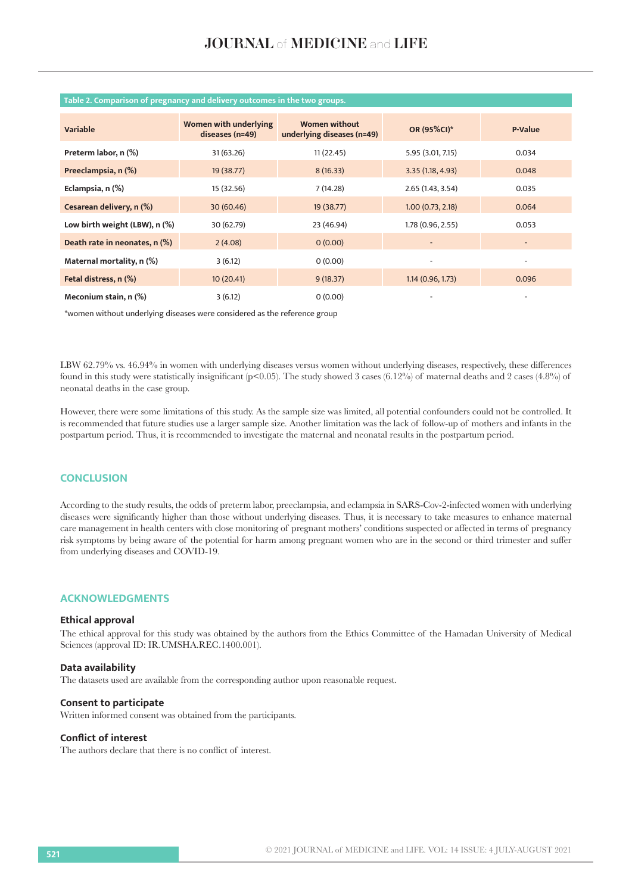**Table 2. Comparison of pregnancy and delivery outcomes in the two groups.**

| Variable | Women with underlying diseases (n=49) | Women without underlying diseases (n=49) | OR (95%CI)* | P-Value |
|---|---|---|---|---|
| Preterm labor, n (%) | 31 (63.26) | 11 (22.45) | 5.95 (3.01, 7.15) | 0.034 |
| Preeclampsia, n (%) | 19 (38.77) | 8 (16.33) | 3.35 (1.18, 4.93) | 0.048 |
| Eclampsia, n (%) | 15 (32.56) | 7 (14.28) | 2.65 (1.43, 3.54) | 0.035 |
| Cesarean delivery, n (%) | 30 (60.46) | 19 (38.77) | 1.00 (0.73, 2.18) | 0.064 |
| Low birth weight (LBW), n (%) | 30 (62.79) | 23 (46.94) | 1.78 (0.96, 2.55) | 0.053 |
| Death rate in neonates, n (%) | 2 (4.08) | 0 (0.00) | - | - |
| Maternal mortality, n (%) | 3 (6.12) | 0 (0.00) | - | - |
| Fetal distress, n (%) | 10 (20.41) | 9 (18.37) | 1.14 (0.96, 1.73) | 0.096 |
| Meconium stain, n (%) | 3 (6.12) | 0 (0.00) | - | - |

*women without underlying diseases were considered as the reference group

LBW 62.79% vs. 46.94% in women with underlying diseases versus women without underlying diseases, respectively, these differences found in this study were statistically insignificant ($p<0.05$). The study showed 3 cases (6.12%) of maternal deaths and 2 cases (4.8%) of neonatal deaths in the case group.

However, there were some limitations of this study. As the sample size was limited, all potential confounders could not be controlled. It is recommended that future studies use a larger sample size. Another limitation was the lack of follow-up of mothers and infants in the postpartum period. Thus, it is recommended to investigate the maternal and neonatal results in the postpartum period.

## CONCLUSION

According to the study results, the odds of preterm labor, preeclampsia, and eclampsia in SARS-Cov-2-infected women with underlying diseases were significantly higher than those without underlying diseases. Thus, it is necessary to take measures to enhance maternal care management in health centers with close monitoring of pregnant mothers' conditions suspected or affected in terms of pregnancy risk symptoms by being aware of the potential for harm among pregnant women who are in the second or third trimester and suffer from underlying diseases and COVID-19.

## ACKNOWLEDGMENTS

### Ethical approval

The ethical approval for this study was obtained by the authors from the Ethics Committee of the Hamadan University of Medical Sciences (approval ID: IR.UMSHA.REC.1400.001).

### Data availability

The datasets used are available from the corresponding author upon reasonable request.

### Consent to participate

Written informed consent was obtained from the participants.

### Conflict of interest

The authors declare that there is no conflict of interest.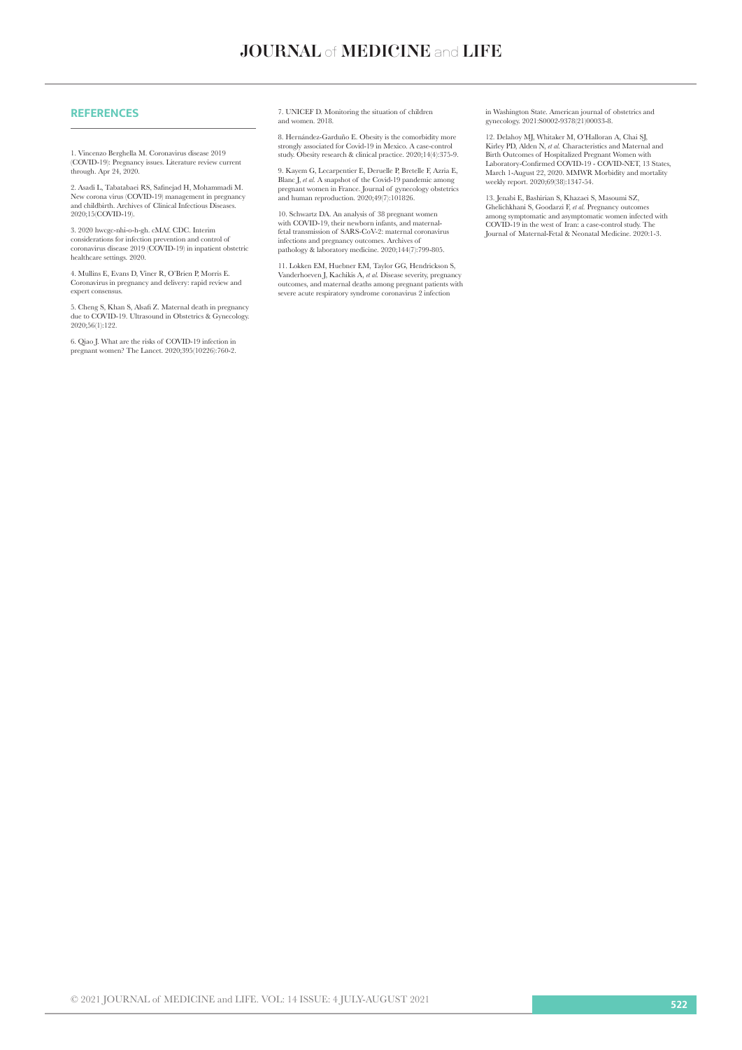## REFERENCES

1. Vincenzo Berghella M. Coronavirus disease 2019 (COVID-19): Pregnancy issues. Literature review current through. Apr 24, 2020.

2. Asadi L, Tabatabaei RS, Safinejad H, Mohammadi M. New corona virus (COVID-19) management in pregnancy and childbirth. Archives of Clinical Infectious Diseases. 2020;15(COVID-19).

3. 2020 hwcgc-nhi-o-h-gh. cMAf. CDC. Interim considerations for infection prevention and control of coronavirus disease 2019 (COVID-19) in inpatient obstetric healthcare settings. 2020.

4. Mullins E, Evans D, Viner R, O'Brien P, Morris E. Coronavirus in pregnancy and delivery: rapid review and expert consensus.

5. Cheng S, Khan S, Alsafi Z. Maternal death in pregnancy due to COVID-19. Ultrasound in Obstetrics & Gynecology. 2020;56(1):122.

6. Qiao J. What are the risks of COVID-19 infection in pregnant women? The Lancet. 2020;395(10226):760-2.

7. UNICEF D. Monitoring the situation of children and women. 2018.

8. Hernández-Garduño E. Obesity is the comorbidity more strongly associated for Covid-19 in Mexico. A case-control study. Obesity research & clinical practice. 2020;14(4):375-9.

9. Kayem G, Lecarpentier E, Deruelle P, Bretelle F, Azria E, Blanc J, *et al.* A snapshot of the Covid-19 pandemic among pregnant women in France. Journal of gynecology obstetrics and human reproduction. 2020;49(7):101826.

10. Schwartz DA. An analysis of 38 pregnant women with COVID-19, their newborn infants, and maternal-fetal transmission of SARS-CoV-2: maternal coronavirus infections and pregnancy outcomes. Archives of pathology & laboratory medicine. 2020;144(7):799-805.

11. Lokken EM, Huebner EM, Taylor GG, Hendrickson S, Vanderhoeven J, Kachikis A, *et al.* Disease severity, pregnancy outcomes, and maternal deaths among pregnant patients with severe acute respiratory syndrome coronavirus 2 infection in Washington State. American journal of obstetrics and gynecology. 2021:S0002-9378(21)00033-8.

12. Delahoy MJ, Whitaker M, O'Halloran A, Chai SJ, Kirley PD, Alden N, *et al.* Characteristics and Maternal and Birth Outcomes of Hospitalized Pregnant Women with Laboratory-Confirmed COVID-19 - COVID-NET, 13 States, March 1-August 22, 2020. MMWR Morbidity and mortality weekly report. 2020;69(38):1347-54.

13. Jenabi E, Bashirian S, Khazaei S, Masoumi SZ, Ghelichkhani S, Goodarzi F, *et al.* Pregnancy outcomes among symptomatic and asymptomatic women infected with COVID-19 in the west of Iran: a case-control study. The Journal of Maternal-Fetal & Neonatal Medicine. 2020:1-3.